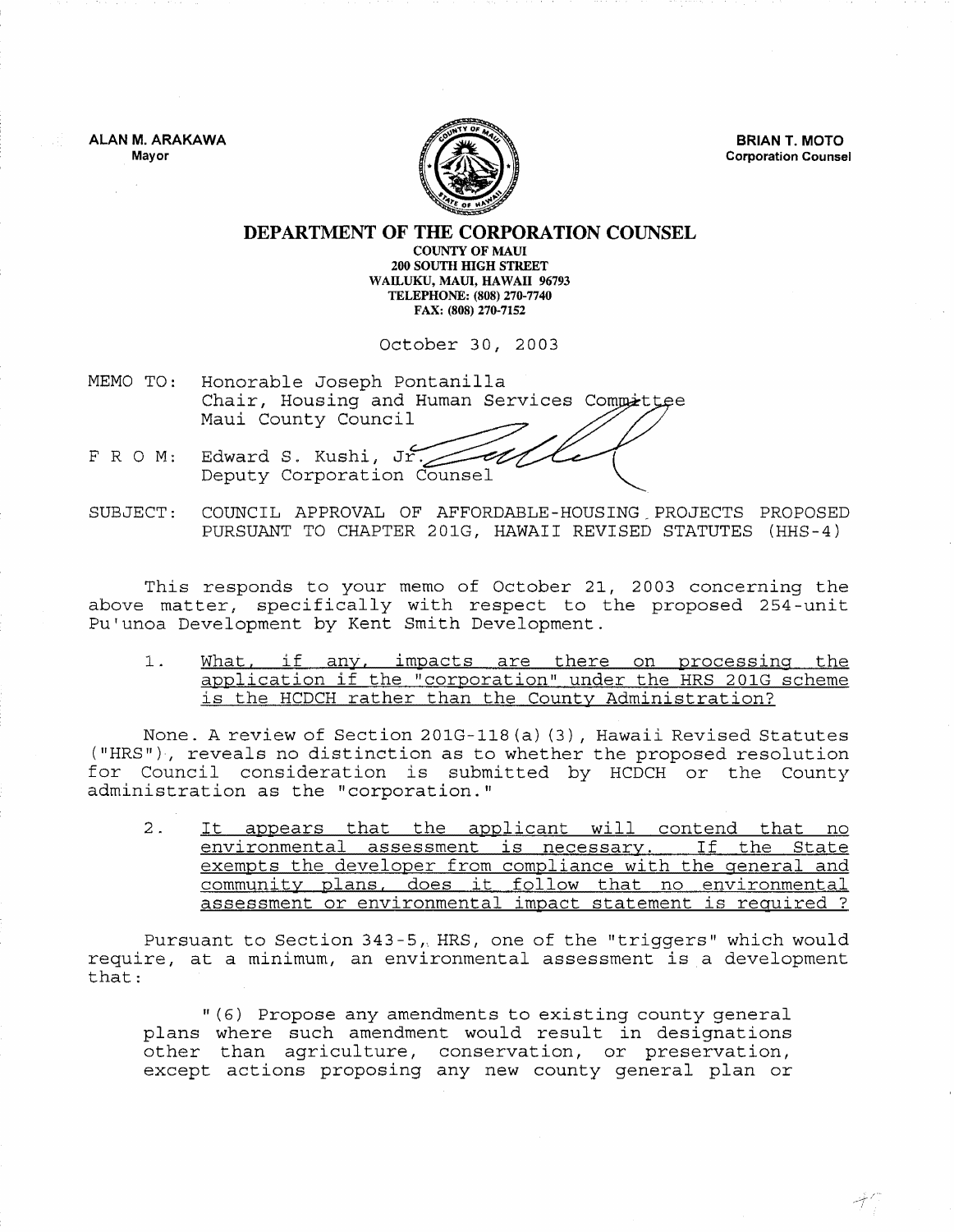ALAN M. ARAKAWA
Mayor

BRIAN T. MOTO
Corporation Counsel

# DEPARTMENT OF THE CORPORATION COUNSEL

COUNTY OF MAUI
200 SOUTH HIGH STREET
WAILUKU, MAUI, HAWAII 96793
TELEPHONE: (808) 270-7740
FAX: (808) 270-7152

October 30, 2003

MEMO TO: Honorable Joseph Pontanilla
Chair, Housing and Human Services Committee
Maui County Council

F R O M: Edward S. Kushi, Jr.
Deputy Corporation Counsel

SUBJECT: COUNCIL APPROVAL OF AFFORDABLE-HOUSING PROJECTS PROPOSED PURSUANT TO CHAPTER 201G, HAWAII REVISED STATUTES (HHS-4)

This responds to your memo of October 21, 2003 concerning the above matter, specifically with respect to the proposed 254-unit Pu'unoa Development by Kent Smith Development.

1. <u>What, if any, impacts are there on processing the application if the "corporation" under the HRS 201G scheme is the HCDCH rather than the County Administration?</u>

None. A review of Section 201G-118(a)(3), Hawaii Revised Statutes ("HRS"), reveals no distinction as to whether the proposed resolution for Council consideration is submitted by HCDCH or the County administration as the "corporation."

2. <u>It appears that the applicant will contend that no environmental assessment is necessary. If the State exempts the developer from compliance with the general and community plans, does it follow that no environmental assessment or environmental impact statement is required ?</u>

Pursuant to Section 343-5, HRS, one of the "triggers" which would require, at a minimum, an environmental assessment is a development that:

"(6) Propose any amendments to existing county general plans where such amendment would result in designations other than agriculture, conservation, or preservation, except actions proposing any new county general plan or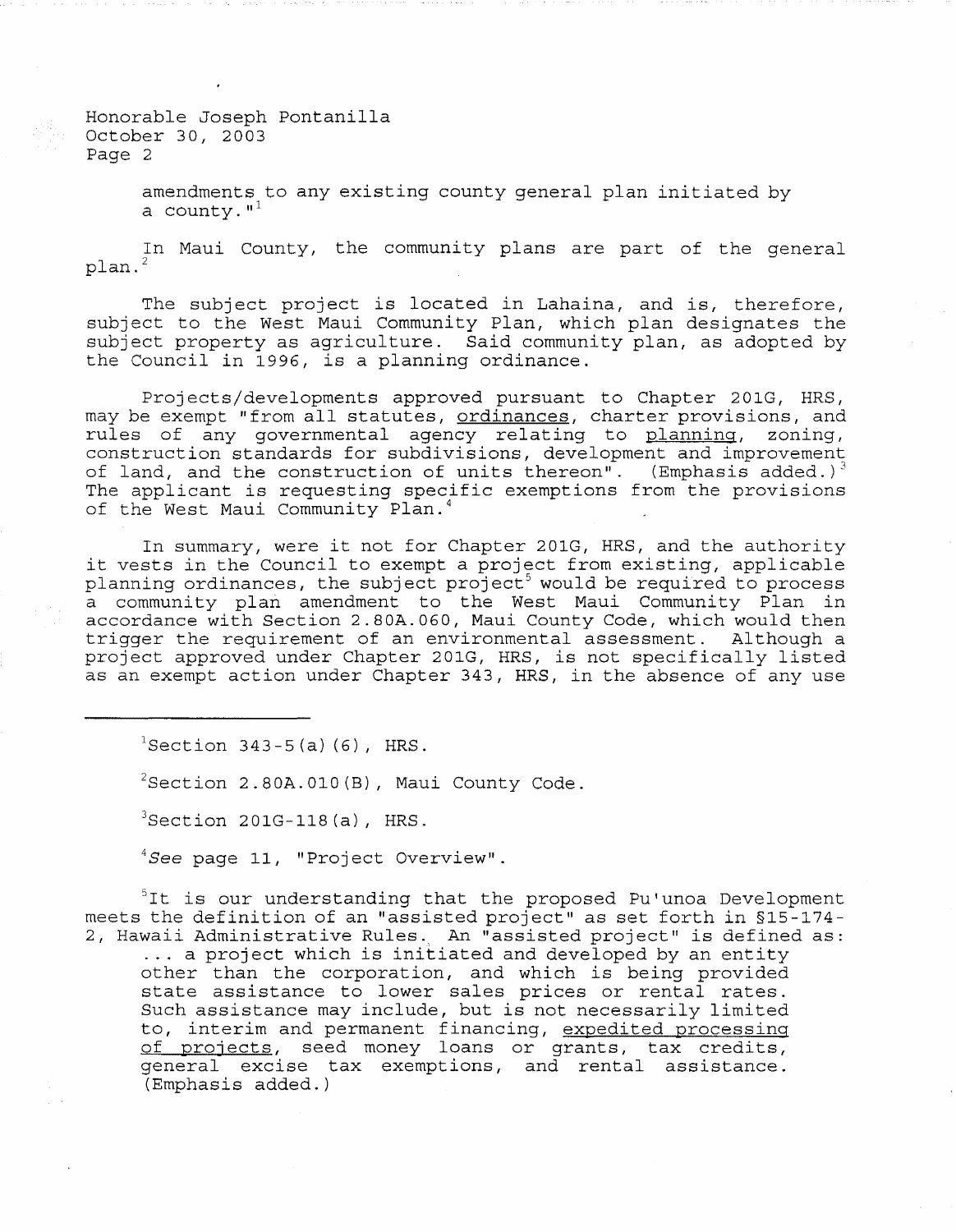amendments to any existing county general plan initiated by a county."[1]

In Maui County, the community plans are part of the general plan.[2]

The subject project is located in Lahaina, and is, therefore, subject to the West Maui Community Plan, which plan designates the subject property as agriculture. Said community plan, as adopted by the Council in 1996, is a planning ordinance.

Projects/developments approved pursuant to Chapter 201G, HRS, may be exempt "from all statutes, ordinances, charter provisions, and rules of any governmental agency relating to planning, zoning, construction standards for subdivisions, development and improvement of land, and the construction of units thereon". (Emphasis added.)[3] The applicant is requesting specific exemptions from the provisions of the West Maui Community Plan.[4]

In summary, were it not for Chapter 201G, HRS, and the authority it vests in the Council to exempt a project from existing, applicable planning ordinances, the subject project[5] would be required to process a community plan amendment to the West Maui Community Plan in accordance with Section 2.80A.060, Maui County Code, which would then trigger the requirement of an environmental assessment. Although a project approved under Chapter 201G, HRS, is not specifically listed as an exempt action under Chapter 343, HRS, in the absence of any use

---

[1] Section 343-5(a)(6), HRS.

[2] Section 2.80A.010(B), Maui County Code.

[3] Section 201G-118(a), HRS.

[4] *See* page 11, "Project Overview".

[5] It is our understanding that the proposed Pu'unoa Development meets the definition of an "assisted project" as set forth in §15-174-2, Hawaii Administrative Rules. An "assisted project" is defined as:

> ... a project which is initiated and developed by an entity other than the corporation, and which is being provided state assistance to lower sales prices or rental rates. Such assistance may include, but is not necessarily limited to, interim and permanent financing, expedited processing of projects, seed money loans or grants, tax credits, general excise tax exemptions, and rental assistance. (Emphasis added.)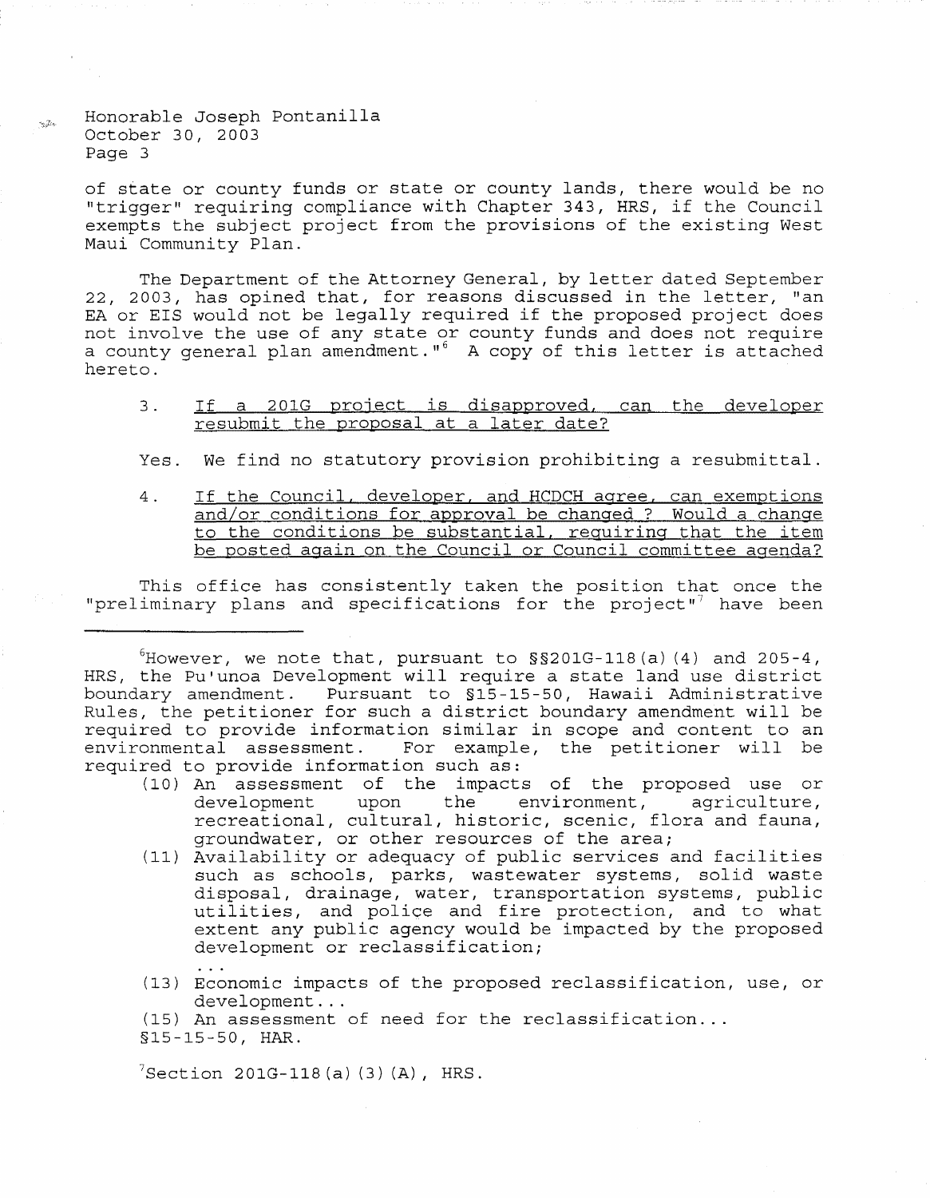of state or county funds or state or county lands, there would be no "trigger" requiring compliance with Chapter 343, HRS, if the Council exempts the subject project from the provisions of the existing West Maui Community Plan.

The Department of the Attorney General, by letter dated September 22, 2003, has opined that, for reasons discussed in the letter, "an EA or EIS would not be legally required if the proposed project does not involve the use of any state or county funds and does not require a county general plan amendment."[6] A copy of this letter is attached hereto.

3. <u>If a 201G project is disapproved, can the developer resubmit the proposal at a later date?</u>

Yes. We find no statutory provision prohibiting a resubmittal.

4. <u>If the Council, developer, and HCDCH agree, can exemptions and/or conditions for approval be changed ? Would a change to the conditions be substantial, requiring that the item be posted again on the Council or Council committee agenda?</u>

This office has consistently taken the position that once the "preliminary plans and specifications for the project"[7] have been

---

[6]However, we note that, pursuant to §§201G-118(a)(4) and 205-4, HRS, the Pu'unoa Development will require a state land use district boundary amendment. Pursuant to §15-15-50, Hawaii Administrative Rules, the petitioner for such a district boundary amendment will be required to provide information similar in scope and content to an environmental assessment. For example, the petitioner will be required to provide information such as:

(10) An assessment of the impacts of the proposed use or development upon the environment, agriculture, recreational, cultural, historic, scenic, flora and fauna, groundwater, or other resources of the area;

(11) Availability or adequacy of public services and facilities such as schools, parks, wastewater systems, solid waste disposal, drainage, water, transportation systems, public utilities, and police and fire protection, and to what extent any public agency would be impacted by the proposed development or reclassification;

. . .

(13) Economic impacts of the proposed reclassification, use, or development...

(15) An assessment of need for the reclassification...

§15-15-50, HAR.

[7]Section 201G-118(a)(3)(A), HRS.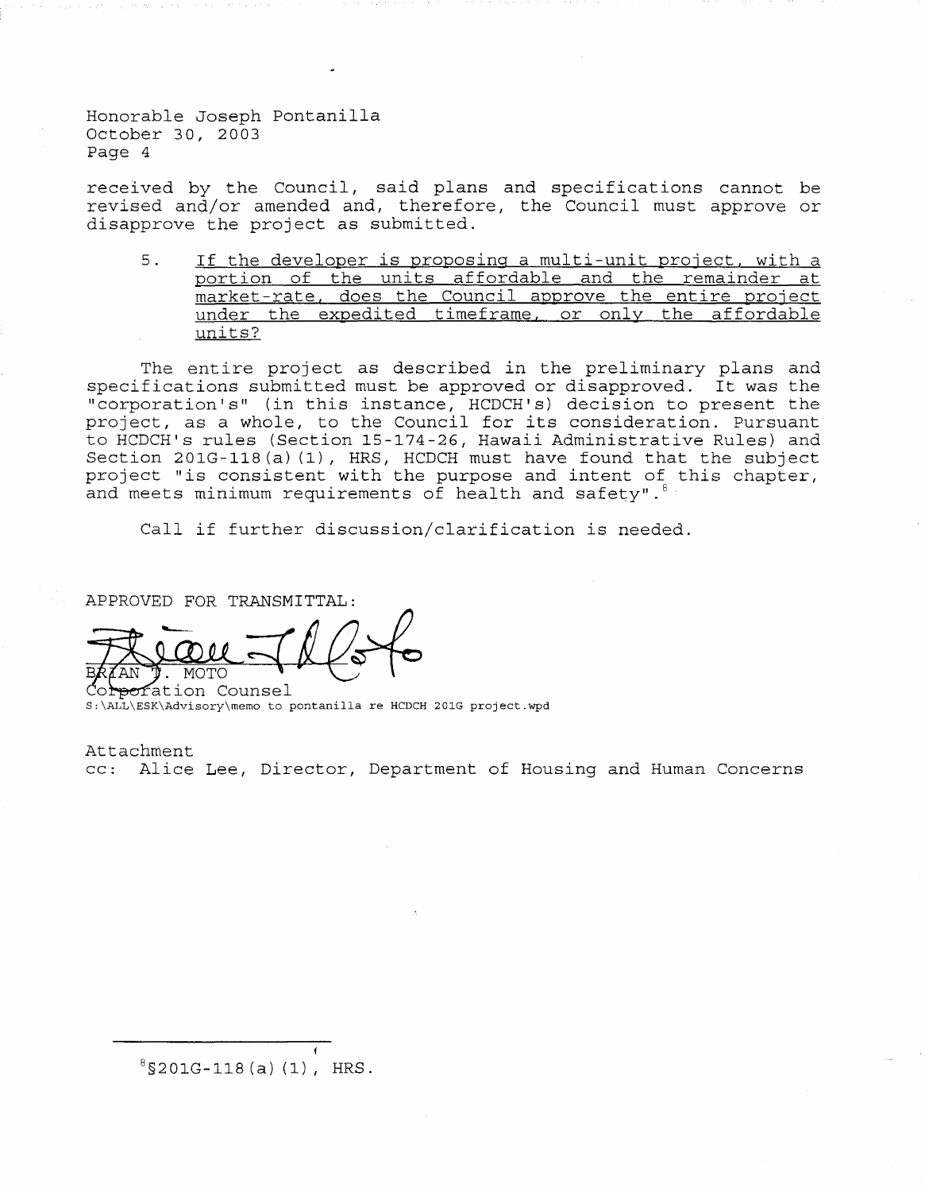received by the Council, said plans and specifications cannot be revised and/or amended and, therefore, the Council must approve or disapprove the project as submitted.

5. <u>If the developer is proposing a multi-unit project, with a portion of the units affordable and the remainder at market-rate, does the Council approve the entire project under the expedited timeframe, or only the affordable units?</u>

The entire project as described in the preliminary plans and specifications submitted must be approved or disapproved. It was the "corporation's" (in this instance, HCDCH's) decision to present the project, as a whole, to the Council for its consideration. Pursuant to HCDCH's rules (Section 15-174-26, Hawaii Administrative Rules) and Section 201G-118(a)(1), HRS, HCDCH must have found that the subject project "is consistent with the purpose and intent of this chapter, and meets minimum requirements of health and safety".[8]

Call if further discussion/clarification is needed.

APPROVED FOR TRANSMITTAL:

BRIAN T. MOTO
Corporation Counsel

S:\ALL\ESK\Advisory\memo to pontanilla re HCDCH 201G project.wpd

Attachment

cc: Alice Lee, Director, Department of Housing and Human Concerns

---

[8] §201G-118(a)(1), HRS.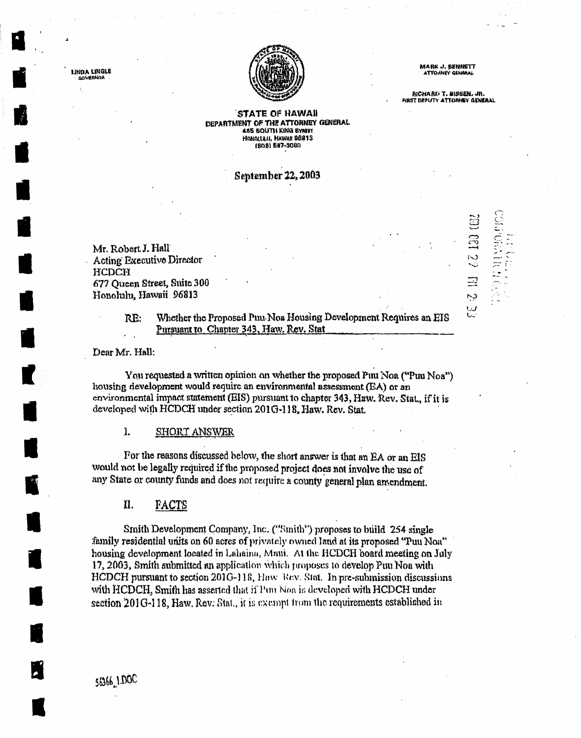LINDA LINGLE
GOVERNOR

MARK J. BENNETT
ATTORNEY GENERAL

RICHARD T. BISSEN, JR.
FIRST DEPUTY ATTORNEY GENERAL

**STATE OF HAWAII**
**DEPARTMENT OF THE ATTORNEY GENERAL**
425 SOUTH KING STREET
HONOLULU, HAWAII 96813
(808) 587-3050

September 22, 2003

Mr. Robert J. Hall
Acting Executive Director
HCDCH
677 Queen Street, Suite 300
Honolulu, Hawaii 96813

RE: Whether the Proposed Puu Noa Housing Development Requires an EIS Pursuant to Chapter 343, Haw. Rev. Stat

Dear Mr. Hall:

You requested a written opinion on whether the proposed Puu Noa ("Puu Noa") housing development would require an environmental assessment (EA) or an environmental impact statement (EIS) pursuant to chapter 343, Haw. Rev. Stat., if it is developed with HCDCH under section 201G-118, Haw. Rev. Stat.

## I. SHORT ANSWER

For the reasons discussed below, the short answer is that an EA or an EIS would not be legally required if the proposed project does not involve the use of any State or county funds and does not require a county general plan amendment.

## II. FACTS

Smith Development Company, Inc. ("Smith") proposes to build 254 single family residential units on 60 acres of privately owned land at its proposed "Puu Noa" housing development located in Lahaina, Maui. At the HCDCH board meeting on July 17, 2003, Smith submitted an application which proposes to develop Puu Noa with HCDCH pursuant to section 201G-118, Haw. Rev. Stat. In pre-submission discussions with HCDCH, Smith has asserted that if Puu Noa is developed with HCDCH under section 201G-118, Haw. Rev. Stat., it is exempt from the requirements established in

56366_1.DOC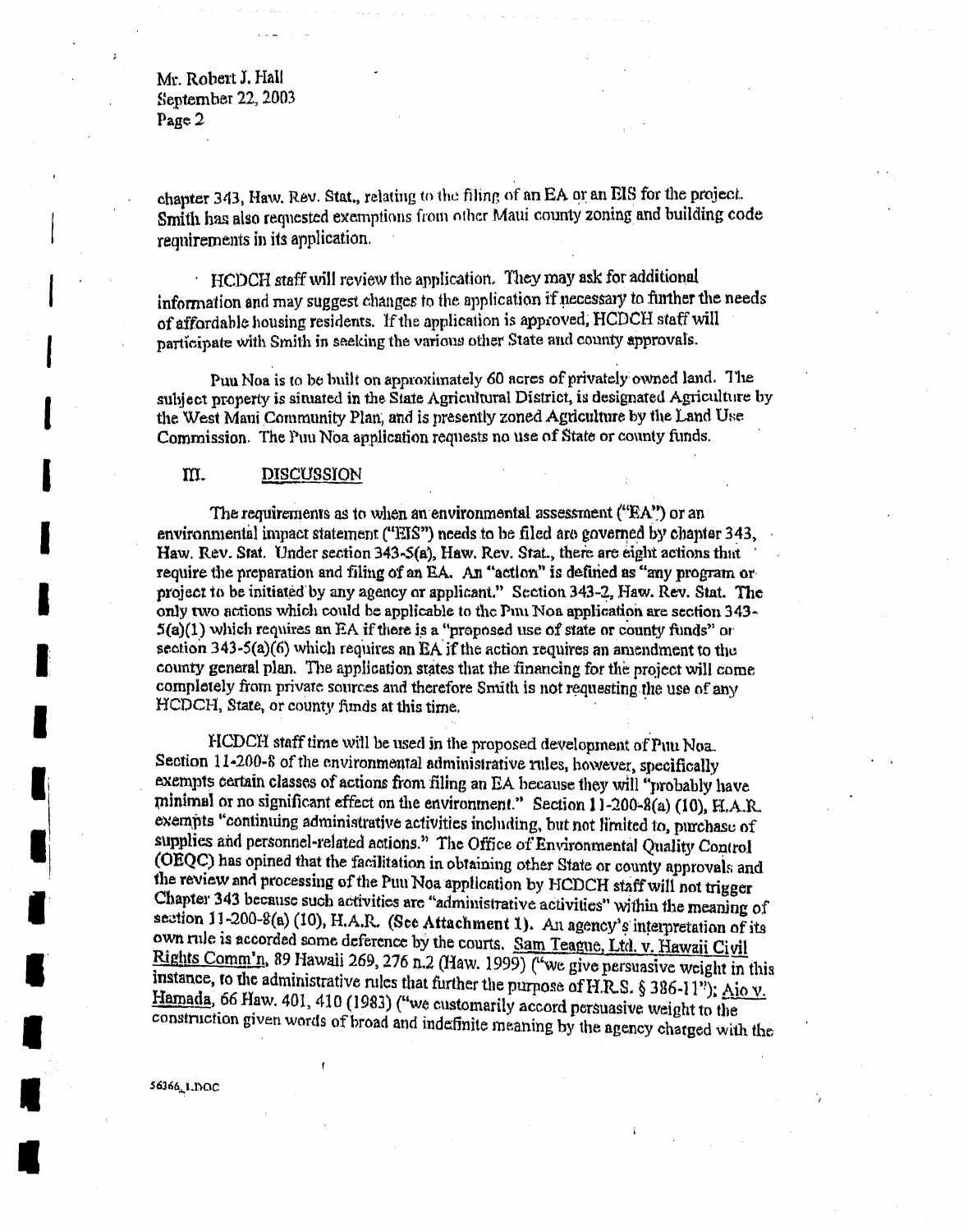chapter 343, Haw. Rev. Stat., relating to the filing of an EA or an EIS for the project. Smith has also requested exemptions from other Maui county zoning and building code requirements in its application.

HCDCH staff will review the application. They may ask for additional information and may suggest changes to the application if necessary to further the needs of affordable housing residents. If the application is approved, HCDCH staff will participate with Smith in seeking the various other State and county approvals.

Puu Noa is to be built on approximately 60 acres of privately owned land. The subject property is situated in the State Agricultural District, is designated Agriculture by the West Maui Community Plan, and is presently zoned Agriculture by the Land Use Commission. The Puu Noa application requests no use of State or county funds.

## III. DISCUSSION

The requirements as to when an environmental assessment ("EA") or an environmental impact statement ("EIS") needs to be filed are governed by chapter 343, Haw. Rev. Stat. Under section 343-5(a), Haw. Rev. Stat., there are eight actions that require the preparation and filing of an EA. An "action" is defined as "any program or project to be initiated by any agency or applicant." Section 343-2, Haw. Rev. Stat. The only two actions which could be applicable to the Puu Noa application are section 343-5(a)(1) which requires an EA if there is a "proposed use of state or county funds" or section 343-5(a)(6) which requires an EA if the action requires an amendment to the county general plan. The application states that the financing for the project will come completely from private sources and therefore Smith is not requesting the use of any HCDCH, State, or county funds at this time.

HCDCH staff time will be used in the proposed development of Puu Noa. Section 11-200-8 of the environmental administrative rules, however, specifically exempts certain classes of actions from filing an EA because they will "probably have minimal or no significant effect on the environment." Section 11-200-8(a) (10), H.A.R. exempts "continuing administrative activities including, but not limited to, purchase of supplies and personnel-related actions." The Office of Environmental Quality Control (OEQC) has opined that the facilitation in obtaining other State or county approvals and the review and processing of the Puu Noa application by HCDCH staff will not trigger Chapter 343 because such activities are "administrative activities" within the meaning of section 11-200-8(a) (10), H.A.R. (See Attachment 1). An agency's interpretation of its own rule is accorded some deference by the courts. Sam Teague, Ltd. v. Hawaii Civil Rights Comm'n, 89 Hawaii 269, 276 n.2 (Haw. 1999) ("we give persuasive weight in this instance, to the administrative rules that further the purpose of H.R.S. § 386-11"); Aio v. Hamada, 66 Haw. 401, 410 (1983) ("we customarily accord persuasive weight to the construction given words of broad and indefinite meaning by the agency charged with the

56366_1.DOC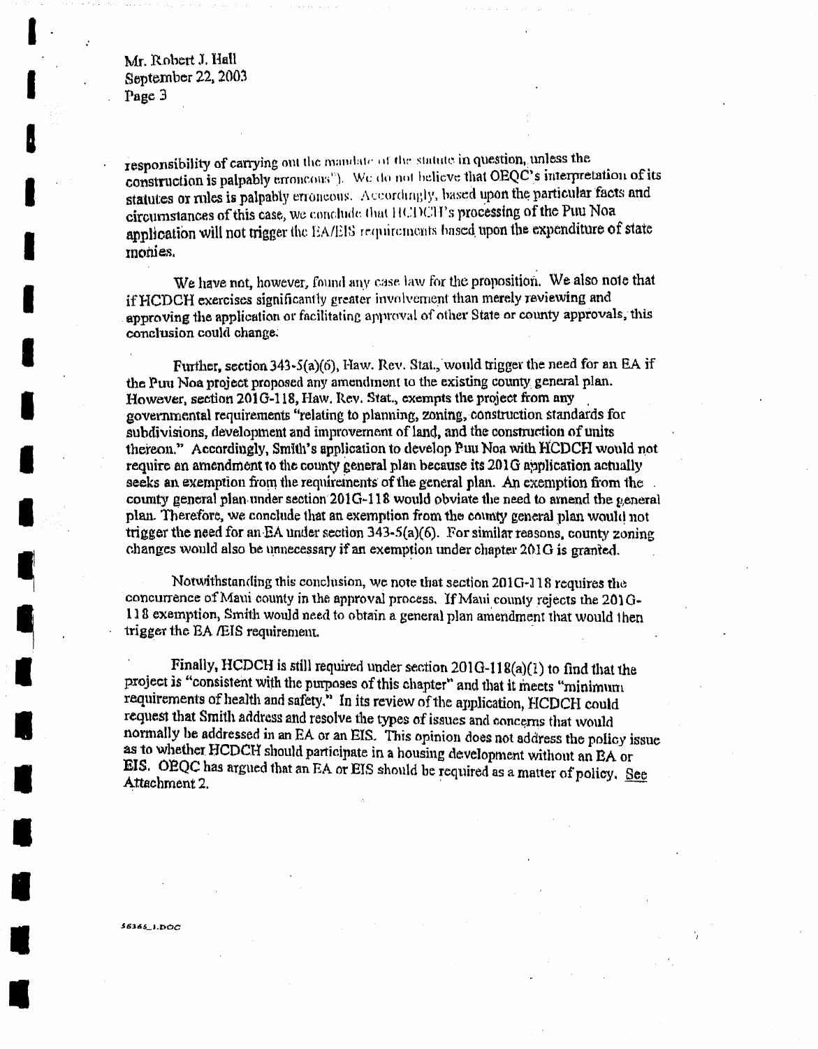responsibility of carrying out the mandate of the statute in question, unless the construction is palpably erroneous"). We do not believe that OEQC's interpretation of its statutes or rules is palpably erroneous. Accordingly, based upon the particular facts and circumstances of this case, we conclude that HCDCH's processing of the Puu Noa application will not trigger the EA/EIS requirements based upon the expenditure of state monies.

We have not, however, found any case law for the proposition. We also note that if HCDCH exercises significantly greater involvement than merely reviewing and approving the application or facilitating approval of other State or county approvals, this conclusion could change.

Further, section 343-5(a)(6), Haw. Rev. Stat., would trigger the need for an EA if the Puu Noa project proposed any amendment to the existing county general plan. However, section 201G-118, Haw. Rev. Stat., exempts the project from any governmental requirements "relating to planning, zoning, construction standards for subdivisions, development and improvement of land, and the construction of units thereon." Accordingly, Smith's application to develop Puu Noa with HCDCH would not require an amendment to the county general plan because its 201G application actually seeks an exemption from the requirements of the general plan. An exemption from the county general plan under section 201G-118 would obviate the need to amend the general plan. Therefore, we conclude that an exemption from the county general plan would not trigger the need for an EA under section 343-5(a)(6). For similar reasons, county zoning changes would also be unnecessary if an exemption under chapter 201G is granted.

Notwithstanding this conclusion, we note that section 201G-118 requires the concurrence of Maui county in the approval process. If Maui county rejects the 201G-118 exemption, Smith would need to obtain a general plan amendment that would then trigger the EA /EIS requirement.

Finally, HCDCH is still required under section 201G-118(a)(1) to find that the project is "consistent with the purposes of this chapter" and that it meets "minimum requirements of health and safety." In its review of the application, HCDCH could request that Smith address and resolve the types of issues and concerns that would normally be addressed in an EA or an EIS. This opinion does not address the policy issue as to whether HCDCH should participate in a housing development without an EA or EIS. OEQC has argued that an EA or EIS should be required as a matter of policy. See Attachment 2.

56365_1.DOC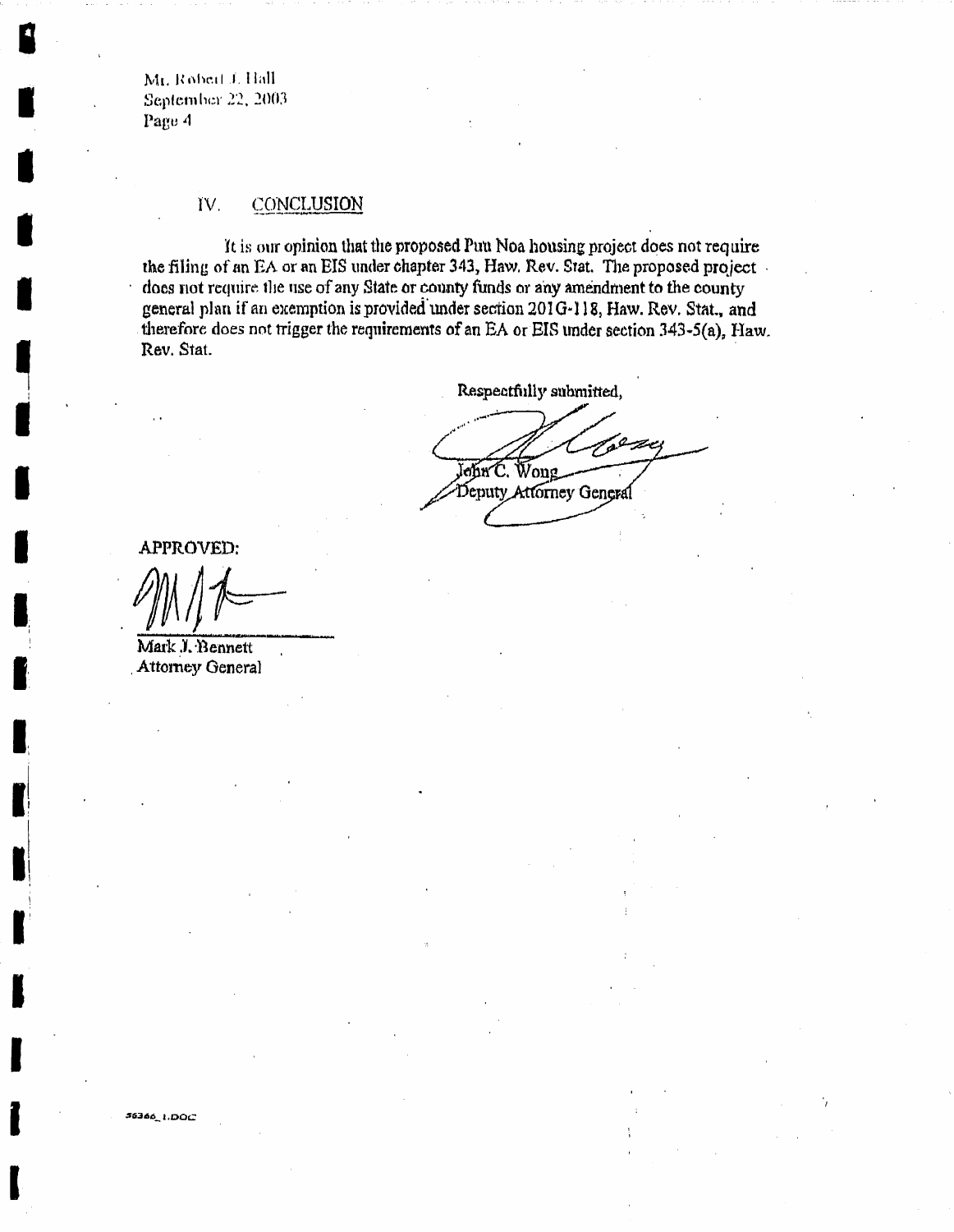## IV. CONCLUSION

It is our opinion that the proposed Puu Noa housing project does not require the filing of an EA or an EIS under chapter 343, Haw. Rev. Stat. The proposed project does not require the use of any State or county funds or any amendment to the county general plan if an exemption is provided under section 201G-118, Haw. Rev. Stat., and therefore does not trigger the requirements of an EA or EIS under section 343-5(a), Haw. Rev. Stat.

Respectfully submitted,

John C. Wong
Deputy Attorney General

APPROVED:

Mark J. Bennett
Attorney General

56366_1.DOC